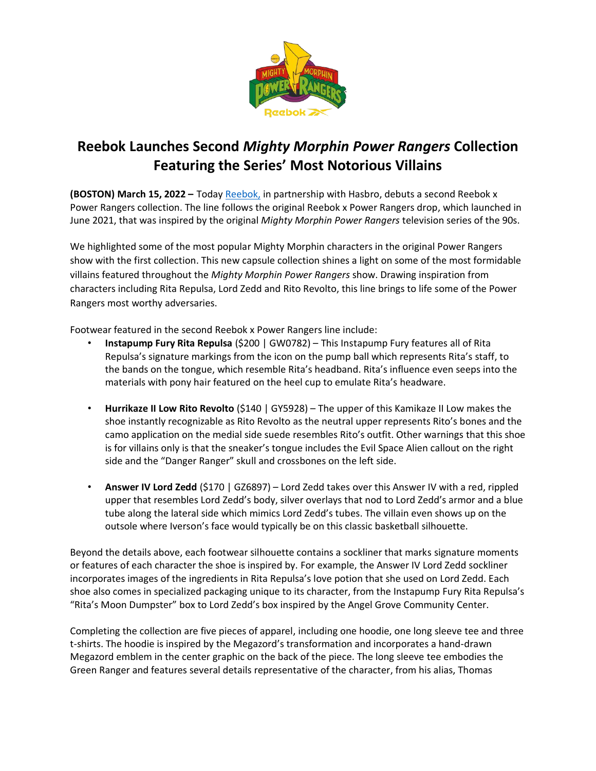# Reebok Launches Second *Mighty Morphin Power Rangers* Collection Featuring the Series' Most Notorious Villains

**(BOSTON) March 15, 2022 –** Today [Reebok,](#) in partnership with Hasbro, debuts a second Reebok x Power Rangers collection. The line follows the original Reebok x Power Rangers drop, which launched in June 2021, that was inspired by the original *Mighty Morphin Power Rangers* television series of the 90s.

We highlighted some of the most popular Mighty Morphin characters in the original Power Rangers show with the first collection. This new capsule collection shines a light on some of the most formidable villains featured throughout the *Mighty Morphin Power Rangers* show. Drawing inspiration from characters including Rita Repulsa, Lord Zedd and Rito Revolto, this line brings to life some of the Power Rangers most worthy adversaries.

Footwear featured in the second Reebok x Power Rangers line include:

- **Instapump Fury Rita Repulsa** ($200 | GW0782) – This Instapump Fury features all of Rita Repulsa's signature markings from the icon on the pump ball which represents Rita's staff, to the bands on the tongue, which resemble Rita's headband. Rita's influence even seeps into the materials with pony hair featured on the heel cup to emulate Rita's headware.

- **Hurrikaze II Low Rito Revolto** ($140 | GY5928) – The upper of this Kamikaze II Low makes the shoe instantly recognizable as Rito Revolto as the neutral upper represents Rito's bones and the camo application on the medial side suede resembles Rito's outfit. Other warnings that this shoe is for villains only is that the sneaker's tongue includes the Evil Space Alien callout on the right side and the "Danger Ranger" skull and crossbones on the left side.

- **Answer IV Lord Zedd** ($170 | GZ6897) – Lord Zedd takes over this Answer IV with a red, rippled upper that resembles Lord Zedd's body, silver overlays that nod to Lord Zedd's armor and a blue tube along the lateral side which mimics Lord Zedd's tubes. The villain even shows up on the outsole where Iverson's face would typically be on this classic basketball silhouette.

Beyond the details above, each footwear silhouette contains a sockliner that marks signature moments or features of each character the shoe is inspired by. For example, the Answer IV Lord Zedd sockliner incorporates images of the ingredients in Rita Repulsa's love potion that she used on Lord Zedd. Each shoe also comes in specialized packaging unique to its character, from the Instapump Fury Rita Repulsa's "Rita's Moon Dumpster" box to Lord Zedd's box inspired by the Angel Grove Community Center.

Completing the collection are five pieces of apparel, including one hoodie, one long sleeve tee and three t-shirts. The hoodie is inspired by the Megazord's transformation and incorporates a hand-drawn Megazord emblem in the center graphic on the back of the piece. The long sleeve tee embodies the Green Ranger and features several details representative of the character, from his alias, Thomas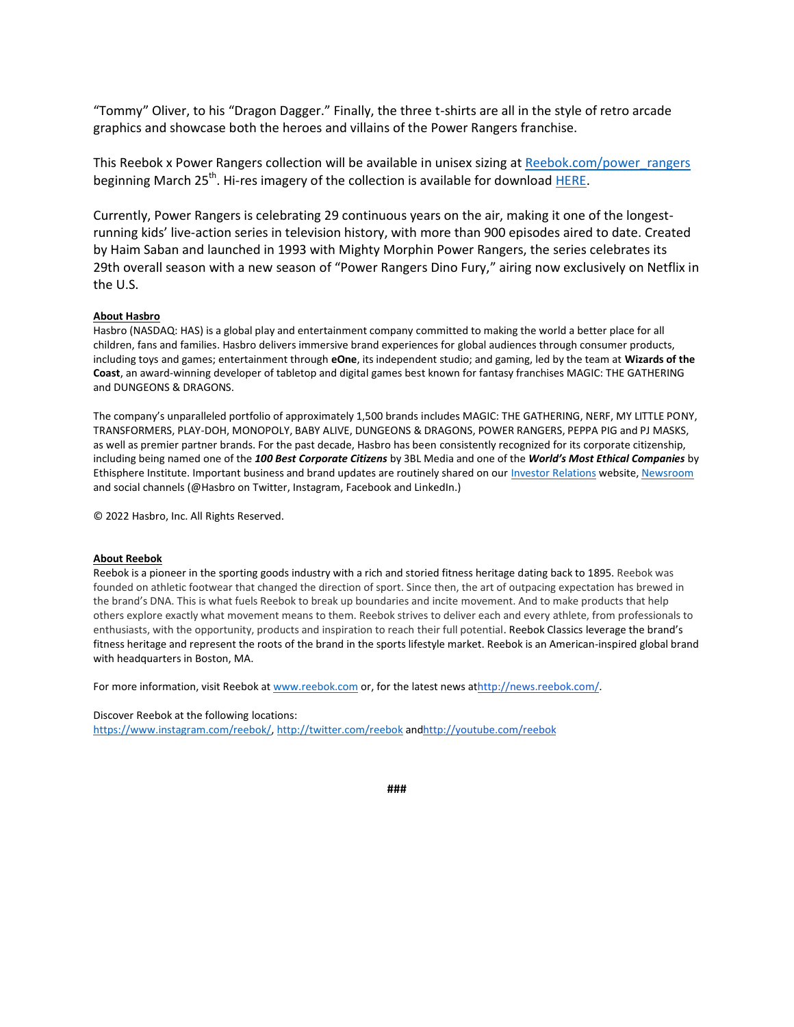"Tommy" Oliver, to his "Dragon Dagger." Finally, the three t-shirts are all in the style of retro arcade graphics and showcase both the heroes and villains of the Power Rangers franchise.

This Reebok x Power Rangers collection will be available in unisex sizing at [Reebok.com/power_rangers](Reebok.com/power_rangers) beginning March 25th. Hi-res imagery of the collection is available for download [HERE](HERE).

Currently, Power Rangers is celebrating 29 continuous years on the air, making it one of the longest-running kids' live-action series in television history, with more than 900 episodes aired to date. Created by Haim Saban and launched in 1993 with Mighty Morphin Power Rangers, the series celebrates its 29th overall season with a new season of "Power Rangers Dino Fury," airing now exclusively on Netflix in the U.S.

**About Hasbro**

Hasbro (NASDAQ: HAS) is a global play and entertainment company committed to making the world a better place for all children, fans and families. Hasbro delivers immersive brand experiences for global audiences through consumer products, including toys and games; entertainment through **eOne**, its independent studio; and gaming, led by the team at **Wizards of the Coast**, an award-winning developer of tabletop and digital games best known for fantasy franchises MAGIC: THE GATHERING and DUNGEONS & DRAGONS.

The company's unparalleled portfolio of approximately 1,500 brands includes MAGIC: THE GATHERING, NERF, MY LITTLE PONY, TRANSFORMERS, PLAY-DOH, MONOPOLY, BABY ALIVE, DUNGEONS & DRAGONS, POWER RANGERS, PEPPA PIG and PJ MASKS, as well as premier partner brands. For the past decade, Hasbro has been consistently recognized for its corporate citizenship, including being named one of the ***100 Best Corporate Citizens*** by 3BL Media and one of the ***World's Most Ethical Companies*** by Ethisphere Institute. Important business and brand updates are routinely shared on our Investor Relations website, Newsroom and social channels (@Hasbro on Twitter, Instagram, Facebook and LinkedIn.)

© 2022 Hasbro, Inc. All Rights Reserved.

**About Reebok**

Reebok is a pioneer in the sporting goods industry with a rich and storied fitness heritage dating back to 1895. Reebok was founded on athletic footwear that changed the direction of sport. Since then, the art of outpacing expectation has brewed in the brand's DNA. This is what fuels Reebok to break up boundaries and incite movement. And to make products that help others explore exactly what movement means to them. Reebok strives to deliver each and every athlete, from professionals to enthusiasts, with the opportunity, products and inspiration to reach their full potential. Reebok Classics leverage the brand's fitness heritage and represent the roots of the brand in the sports lifestyle market. Reebok is an American-inspired global brand with headquarters in Boston, MA.

For more information, visit Reebok at www.reebok.com or, for the latest news athttp://news.reebok.com/.

Discover Reebok at the following locations:
https://www.instagram.com/reebok/, http://twitter.com/reebok andhttp://youtube.com/reebok

###